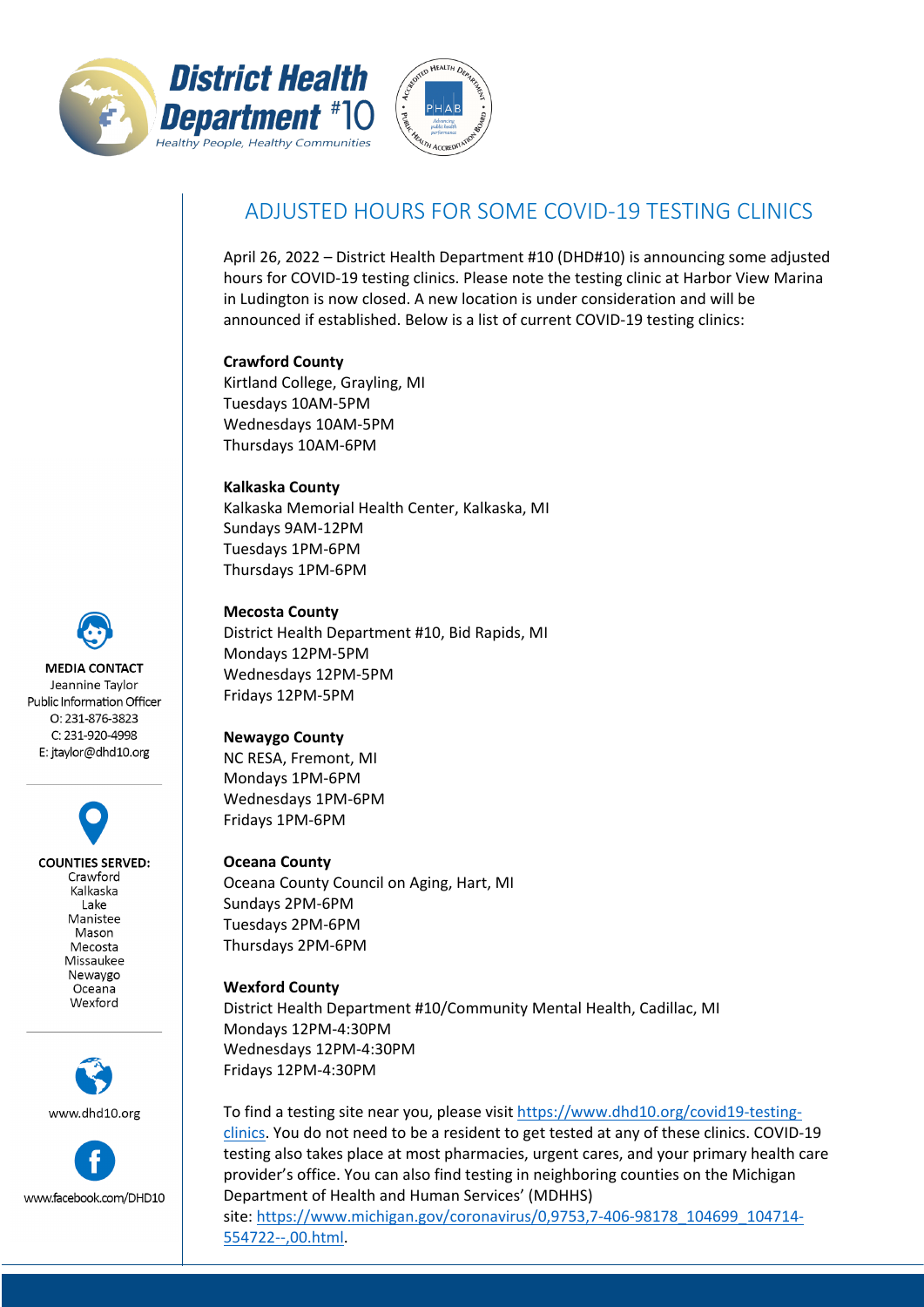District Health Department #10

*Healthy People, Healthy Communities*

# ADJUSTED HOURS FOR SOME COVID-19 TESTING CLINICS

April 26, 2022 – District Health Department #10 (DHD#10) is announcing some adjusted hours for COVID-19 testing clinics. Please note the testing clinic at Harbor View Marina in Ludington is now closed. A new location is under consideration and will be announced if established. Below is a list of current COVID-19 testing clinics:

**Crawford County**
Kirtland College, Grayling, MI
Tuesdays 10AM-5PM
Wednesdays 10AM-5PM
Thursdays 10AM-6PM

**Kalkaska County**
Kalkaska Memorial Health Center, Kalkaska, MI
Sundays 9AM-12PM
Tuesdays 1PM-6PM
Thursdays 1PM-6PM

**Mecosta County**
District Health Department #10, Bid Rapids, MI
Mondays 12PM-5PM
Wednesdays 12PM-5PM
Fridays 12PM-5PM

**Newaygo County**
NC RESA, Fremont, MI
Mondays 1PM-6PM
Wednesdays 1PM-6PM
Fridays 1PM-6PM

**Oceana County**
Oceana County Council on Aging, Hart, MI
Sundays 2PM-6PM
Tuesdays 2PM-6PM
Thursdays 2PM-6PM

**Wexford County**
District Health Department #10/Community Mental Health, Cadillac, MI
Mondays 12PM-4:30PM
Wednesdays 12PM-4:30PM
Fridays 12PM-4:30PM

To find a testing site near you, please visit https://www.dhd10.org/covid19-testing-clinics. You do not need to be a resident to get tested at any of these clinics. COVID-19 testing also takes place at most pharmacies, urgent cares, and your primary health care provider's office. You can also find testing in neighboring counties on the Michigan Department of Health and Human Services' (MDHHS) site: https://www.michigan.gov/coronavirus/0,9753,7-406-98178_104699_104714-554722--,00.html.

**MEDIA CONTACT**
Jeannine Taylor
Public Information Officer
O: 231-876-3823
C: 231-920-4998
E: jtaylor@dhd10.org

**COUNTIES SERVED:**
Crawford
Kalkaska
Lake
Manistee
Mason
Mecosta
Missaukee
Newaygo
Oceana
Wexford

www.dhd10.org

www.facebook.com/DHD10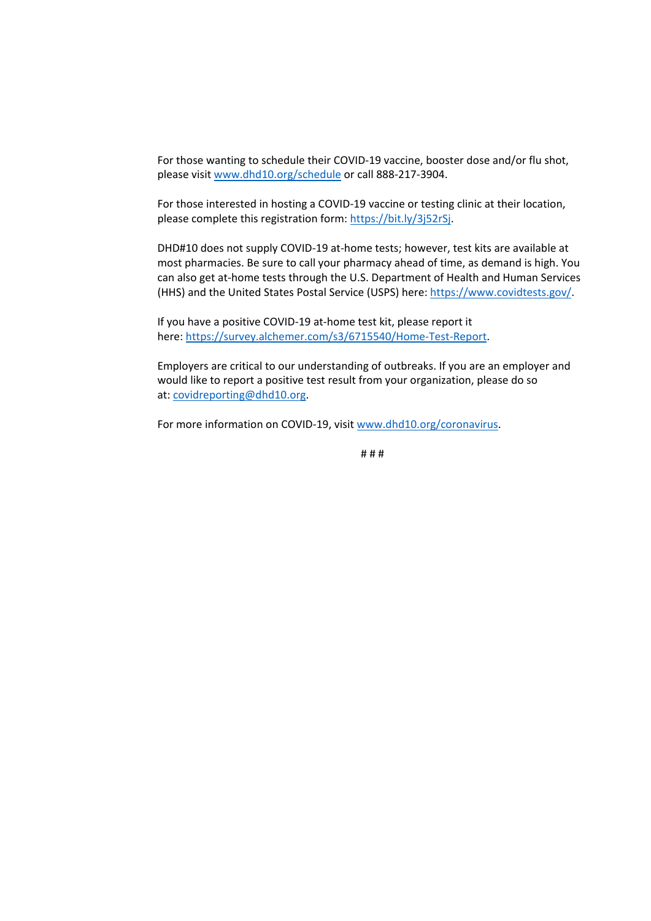For those wanting to schedule their COVID-19 vaccine, booster dose and/or flu shot, please visit www.dhd10.org/schedule or call 888-217-3904.

For those interested in hosting a COVID-19 vaccine or testing clinic at their location, please complete this registration form: https://bit.ly/3j52rSj.

DHD#10 does not supply COVID-19 at-home tests; however, test kits are available at most pharmacies. Be sure to call your pharmacy ahead of time, as demand is high. You can also get at-home tests through the U.S. Department of Health and Human Services (HHS) and the United States Postal Service (USPS) here: https://www.covidtests.gov/.

If you have a positive COVID-19 at-home test kit, please report it here: https://survey.alchemer.com/s3/6715540/Home-Test-Report.

Employers are critical to our understanding of outbreaks. If you are an employer and would like to report a positive test result from your organization, please do so at: covidreporting@dhd10.org.

For more information on COVID-19, visit www.dhd10.org/coronavirus.

# # #